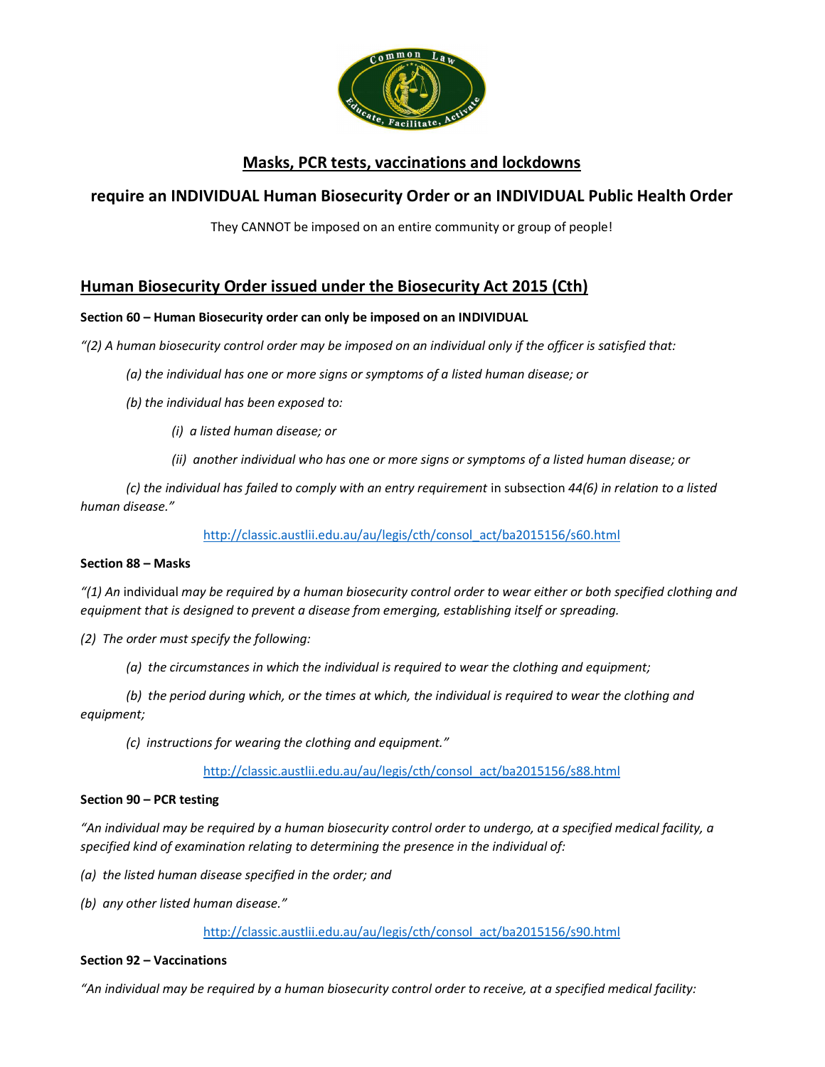# Masks, PCR tests, vaccinations and lockdowns

## require an INDIVIDUAL Human Biosecurity Order or an INDIVIDUAL Public Health Order

They CANNOT be imposed on an entire community or group of people!

## Human Biosecurity Order issued under the Biosecurity Act 2015 (Cth)

**Section 60 – Human Biosecurity order can only be imposed on an INDIVIDUAL**

*"(2) A human biosecurity control order may be imposed on an individual only if the officer is satisfied that:*

> *(a) the individual has one or more signs or symptoms of a listed human disease; or*
>
> *(b) the individual has been exposed to:*
>
> > *(i) a listed human disease; or*
> >
> > *(ii) another individual who has one or more signs or symptoms of a listed human disease; or*
>
> *(c) the individual has failed to comply with an entry requirement* in subsection *44(6) in relation to a listed human disease."*

http://classic.austlii.edu.au/au/legis/cth/consol_act/ba2015156/s60.html

**Section 88 – Masks**

*"(1) An* individual *may be required by a human biosecurity control order to wear either or both specified clothing and equipment that is designed to prevent a disease from emerging, establishing itself or spreading.*

*(2) The order must specify the following:*

> *(a) the circumstances in which the individual is required to wear the clothing and equipment;*
>
> *(b) the period during which, or the times at which, the individual is required to wear the clothing and equipment;*
>
> *(c) instructions for wearing the clothing and equipment."*

http://classic.austlii.edu.au/au/legis/cth/consol_act/ba2015156/s88.html

**Section 90 – PCR testing**

*"An individual may be required by a human biosecurity control order to undergo, at a specified medical facility, a specified kind of examination relating to determining the presence in the individual of:*

*(a) the listed human disease specified in the order; and*

*(b) any other listed human disease."*

http://classic.austlii.edu.au/au/legis/cth/consol_act/ba2015156/s90.html

**Section 92 – Vaccinations**

*"An individual may be required by a human biosecurity control order to receive, at a specified medical facility:*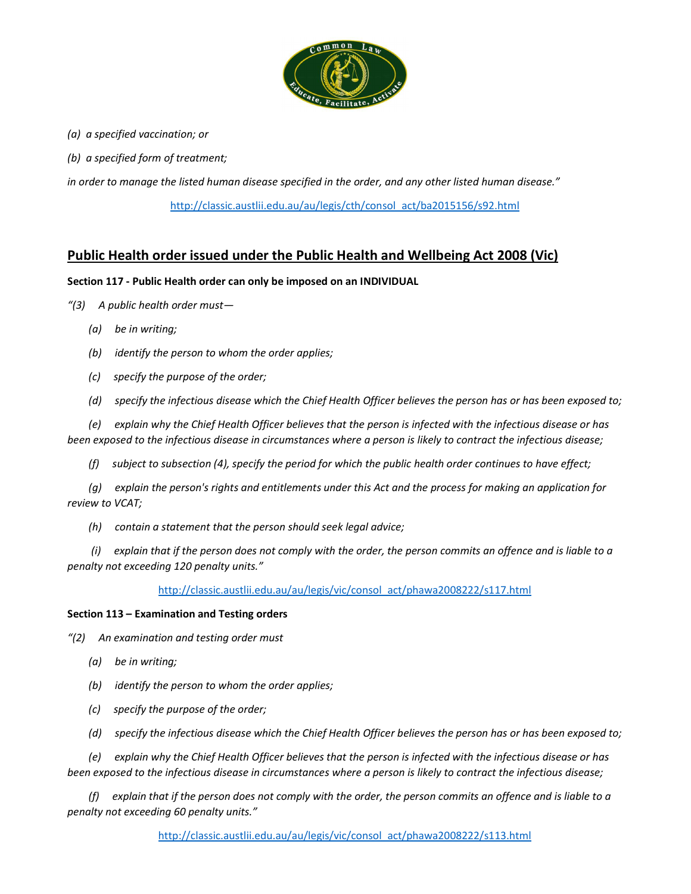*(a) a specified vaccination; or*

*(b) a specified form of treatment;*

*in order to manage the listed human disease specified in the order, and any other listed human disease."*

http://classic.austlii.edu.au/au/legis/cth/consol_act/ba2015156/s92.html

## Public Health order issued under the Public Health and Wellbeing Act 2008 (Vic)

**Section 117 - Public Health order can only be imposed on an INDIVIDUAL**

*"(3) A public health order must—*

*(a) be in writing;*

*(b) identify the person to whom the order applies;*

*(c) specify the purpose of the order;*

*(d) specify the infectious disease which the Chief Health Officer believes the person has or has been exposed to;*

*(e) explain why the Chief Health Officer believes that the person is infected with the infectious disease or has been exposed to the infectious disease in circumstances where a person is likely to contract the infectious disease;*

*(f) subject to subsection (4), specify the period for which the public health order continues to have effect;*

*(g) explain the person's rights and entitlements under this Act and the process for making an application for review to VCAT;*

*(h) contain a statement that the person should seek legal advice;*

*(i) explain that if the person does not comply with the order, the person commits an offence and is liable to a penalty not exceeding 120 penalty units."*

http://classic.austlii.edu.au/au/legis/vic/consol_act/phawa2008222/s117.html

**Section 113 – Examination and Testing orders**

*"(2) An examination and testing order must*

*(a) be in writing;*

*(b) identify the person to whom the order applies;*

*(c) specify the purpose of the order;*

*(d) specify the infectious disease which the Chief Health Officer believes the person has or has been exposed to;*

*(e) explain why the Chief Health Officer believes that the person is infected with the infectious disease or has been exposed to the infectious disease in circumstances where a person is likely to contract the infectious disease;*

*(f) explain that if the person does not comply with the order, the person commits an offence and is liable to a penalty not exceeding 60 penalty units."*

http://classic.austlii.edu.au/au/legis/vic/consol_act/phawa2008222/s113.html